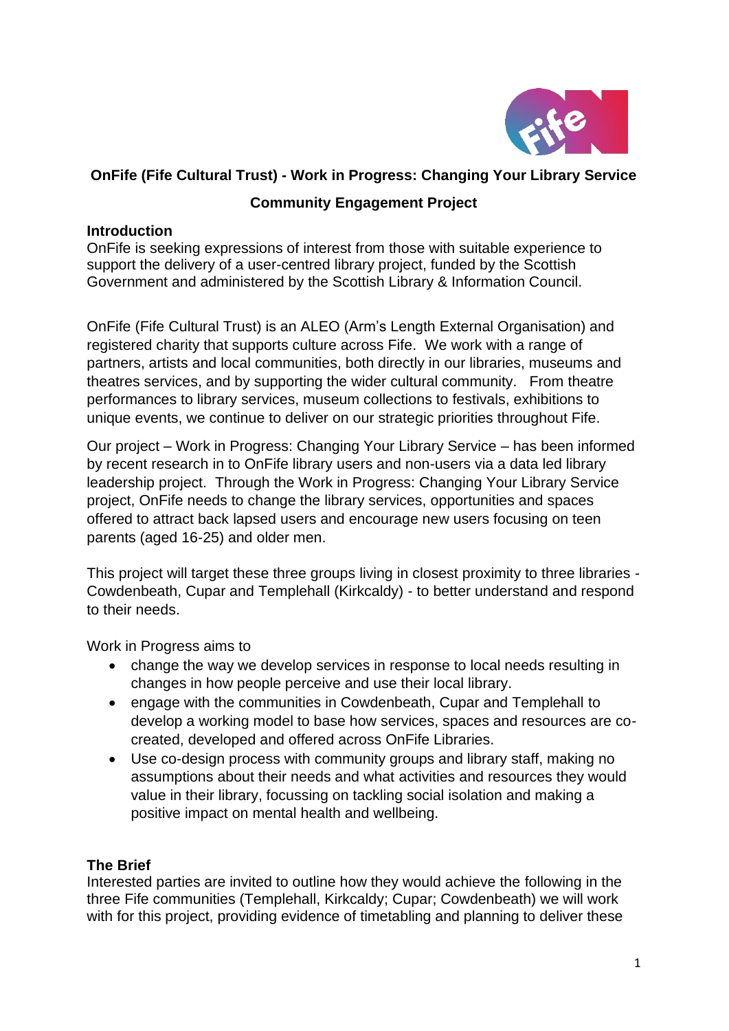**OnFife (Fife Cultural Trust) - Work in Progress: Changing Your Library Service**

**Community Engagement Project**

## Introduction

OnFife is seeking expressions of interest from those with suitable experience to support the delivery of a user-centred library project, funded by the Scottish Government and administered by the Scottish Library & Information Council.

OnFife (Fife Cultural Trust) is an ALEO (Arm's Length External Organisation) and registered charity that supports culture across Fife. We work with a range of partners, artists and local communities, both directly in our libraries, museums and theatres services, and by supporting the wider cultural community. From theatre performances to library services, museum collections to festivals, exhibitions to unique events, we continue to deliver on our strategic priorities throughout Fife.

Our project – Work in Progress: Changing Your Library Service – has been informed by recent research in to OnFife library users and non-users via a data led library leadership project. Through the Work in Progress: Changing Your Library Service project, OnFife needs to change the library services, opportunities and spaces offered to attract back lapsed users and encourage new users focusing on teen parents (aged 16-25) and older men.

This project will target these three groups living in closest proximity to three libraries - Cowdenbeath, Cupar and Templehall (Kirkcaldy) - to better understand and respond to their needs.

Work in Progress aims to

- change the way we develop services in response to local needs resulting in changes in how people perceive and use their local library.
- engage with the communities in Cowdenbeath, Cupar and Templehall to develop a working model to base how services, spaces and resources are co-created, developed and offered across OnFife Libraries.
- Use co-design process with community groups and library staff, making no assumptions about their needs and what activities and resources they would value in their library, focussing on tackling social isolation and making a positive impact on mental health and wellbeing.

## The Brief

Interested parties are invited to outline how they would achieve the following in the three Fife communities (Templehall, Kirkcaldy; Cupar; Cowdenbeath) we will work with for this project, providing evidence of timetabling and planning to deliver these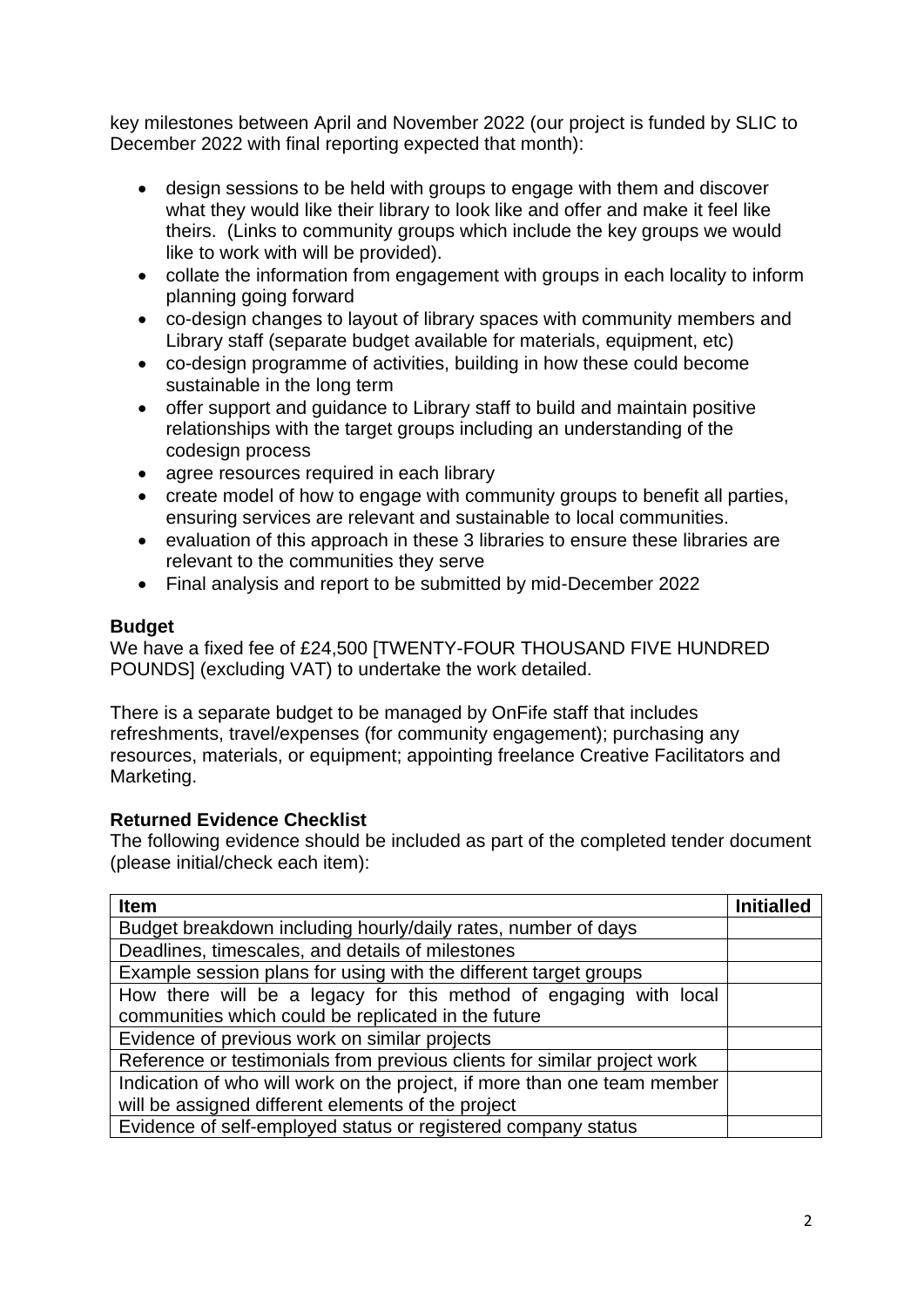key milestones between April and November 2022 (our project is funded by SLIC to December 2022 with final reporting expected that month):

- design sessions to be held with groups to engage with them and discover what they would like their library to look like and offer and make it feel like theirs. (Links to community groups which include the key groups we would like to work with will be provided).
- collate the information from engagement with groups in each locality to inform planning going forward
- co-design changes to layout of library spaces with community members and Library staff (separate budget available for materials, equipment, etc)
- co-design programme of activities, building in how these could become sustainable in the long term
- offer support and guidance to Library staff to build and maintain positive relationships with the target groups including an understanding of the codesign process
- agree resources required in each library
- create model of how to engage with community groups to benefit all parties, ensuring services are relevant and sustainable to local communities.
- evaluation of this approach in these 3 libraries to ensure these libraries are relevant to the communities they serve
- Final analysis and report to be submitted by mid-December 2022

**Budget**

We have a fixed fee of £24,500 [TWENTY-FOUR THOUSAND FIVE HUNDRED POUNDS] (excluding VAT) to undertake the work detailed.

There is a separate budget to be managed by OnFife staff that includes refreshments, travel/expenses (for community engagement); purchasing any resources, materials, or equipment; appointing freelance Creative Facilitators and Marketing.

**Returned Evidence Checklist**

The following evidence should be included as part of the completed tender document (please initial/check each item):

| Item | Initialled |
|---|---|
| Budget breakdown including hourly/daily rates, number of days | |
| Deadlines, timescales, and details of milestones | |
| Example session plans for using with the different target groups | |
| How there will be a legacy for this method of engaging with local communities which could be replicated in the future | |
| Evidence of previous work on similar projects | |
| Reference or testimonials from previous clients for similar project work | |
| Indication of who will work on the project, if more than one team member will be assigned different elements of the project | |
| Evidence of self-employed status or registered company status | |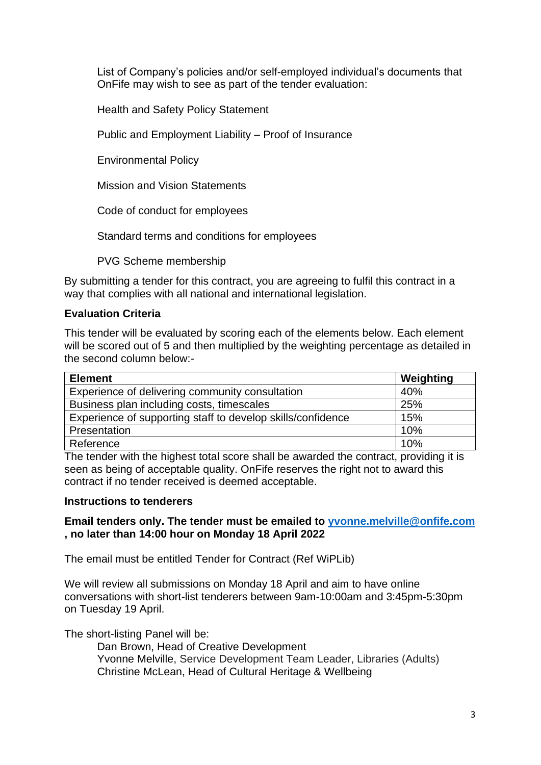List of Company's policies and/or self-employed individual's documents that OnFife may wish to see as part of the tender evaluation:

Health and Safety Policy Statement

Public and Employment Liability – Proof of Insurance

Environmental Policy

Mission and Vision Statements

Code of conduct for employees

Standard terms and conditions for employees

PVG Scheme membership

By submitting a tender for this contract, you are agreeing to fulfil this contract in a way that complies with all national and international legislation.

**Evaluation Criteria**

This tender will be evaluated by scoring each of the elements below. Each element will be scored out of 5 and then multiplied by the weighting percentage as detailed in the second column below:-

| Element | Weighting |
|---|---|
| Experience of delivering community consultation | 40% |
| Business plan including costs, timescales | 25% |
| Experience of supporting staff to develop skills/confidence | 15% |
| Presentation | 10% |
| Reference | 10% |

The tender with the highest total score shall be awarded the contract, providing it is seen as being of acceptable quality. OnFife reserves the right not to award this contract if no tender received is deemed acceptable.

**Instructions to tenderers**

**Email tenders only. The tender must be emailed to yvonne.melville@onfife.com , no later than 14:00 hour on Monday 18 April 2022**

The email must be entitled Tender for Contract (Ref WiPLib)

We will review all submissions on Monday 18 April and aim to have online conversations with short-list tenderers between 9am-10:00am and 3:45pm-5:30pm on Tuesday 19 April.

The short-listing Panel will be:

Dan Brown, Head of Creative Development
Yvonne Melville, Service Development Team Leader, Libraries (Adults)
Christine McLean, Head of Cultural Heritage & Wellbeing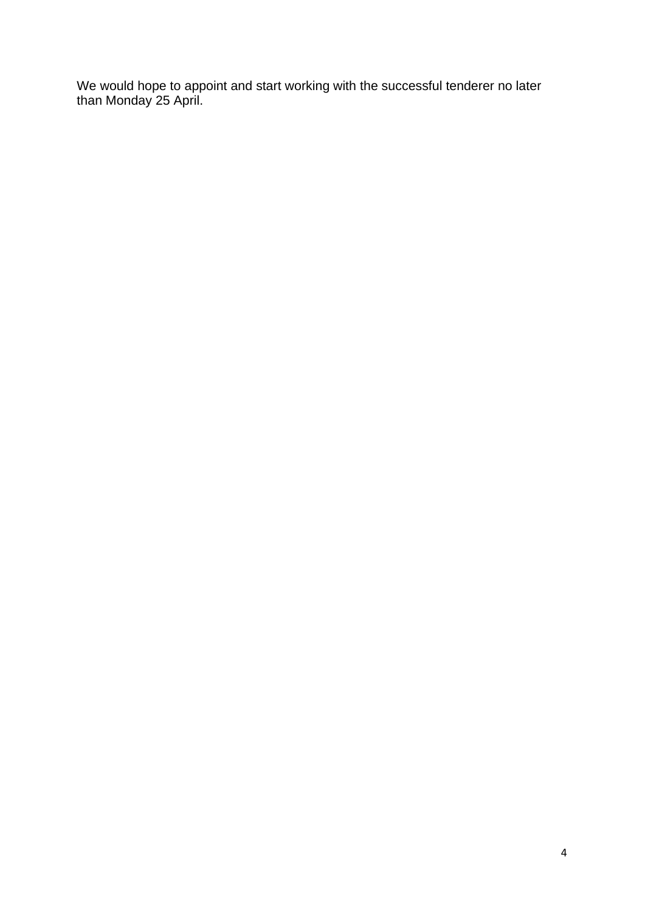We would hope to appoint and start working with the successful tenderer no later than Monday 25 April.